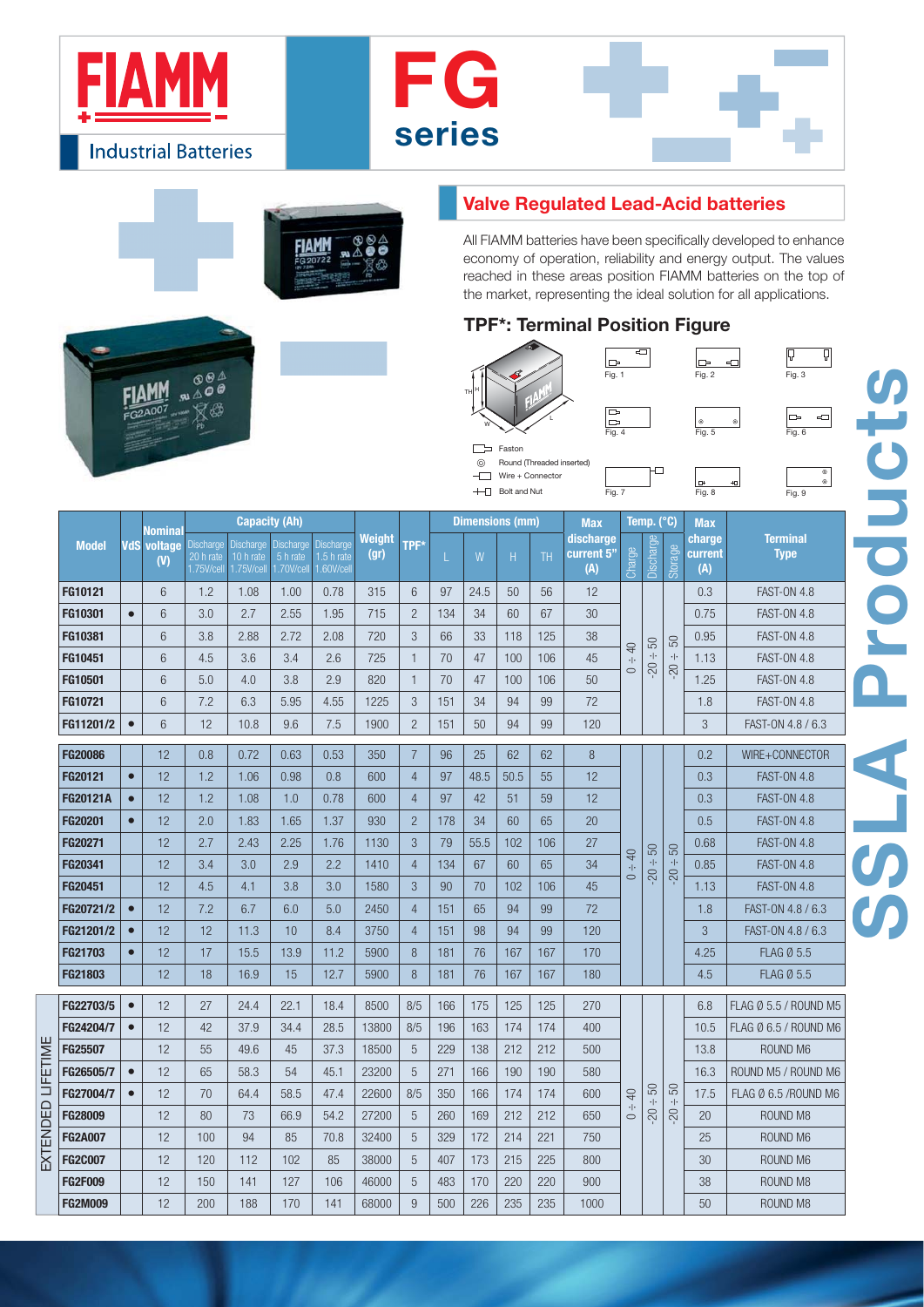# FIAMM

Industrial Batteries

# FG series

## Valve Regulated Lead-Acid batteries

All FIAMM batteries have been specifically developed to enhance economy of operation, reliability and energy output. The values reached in these areas position FIAMM batteries on the top of the market, representing the ideal solution for all applications.

## TPF*: Terminal Position Figure

Fig. 1, Fig. 2, Fig. 3, Fig. 4, Fig. 5, Fig. 6, Fig. 7, Fig. 8, Fig. 9

- Faston
- Round (Threaded inserted)
- Wire + Connector
- Bolt and Nut

# SSLA Products

| Model | VdS | Nominal voltage (V) | Capacity (Ah) Discharge 20 h rate 1.75V/cell | Discharge 10 h rate 1.75V/cell | Discharge 5 h rate 1.70V/cell | Discharge 1.5 h rate 1.60V/cell | Weight (gr) | TPF* | Dimensions (mm) L | W | H | TH | Max discharge current 5" (A) | Temp. (°C) Charge | Discharge | Storage | Max charge current (A) | Terminal Type |
|---|---|---|---|---|---|---|---|---|---|---|---|---|---|---|---|---|---|---|
| FG10121 | | 6 | 1.2 | 1.08 | 1.00 | 0.78 | 315 | 6 | 97 | 24.5 | 50 | 56 | 12 | 0 ÷ 40 | -20 ÷ 50 | -20 ÷ 50 | 0.3 | FAST-ON 4.8 |
| FG10301 | ● | 6 | 3.0 | 2.7 | 2.55 | 1.95 | 715 | 2 | 134 | 34 | 60 | 67 | 30 | | | | 0.75 | FAST-ON 4.8 |
| FG10381 | | 6 | 3.8 | 2.88 | 2.72 | 2.08 | 720 | 3 | 66 | 33 | 118 | 125 | 38 | | | | 0.95 | FAST-ON 4.8 |
| FG10451 | | 6 | 4.5 | 3.6 | 3.4 | 2.6 | 725 | 1 | 70 | 47 | 100 | 106 | 45 | | | | 1.13 | FAST-ON 4.8 |
| FG10501 | | 6 | 5.0 | 4.0 | 3.8 | 2.9 | 820 | 1 | 70 | 47 | 100 | 106 | 50 | | | | 1.25 | FAST-ON 4.8 |
| FG10721 | | 6 | 7.2 | 6.3 | 5.95 | 4.55 | 1225 | 3 | 151 | 34 | 94 | 99 | 72 | | | | 1.8 | FAST-ON 4.8 |
| FG11201/2 | ● | 6 | 12 | 10.8 | 9.6 | 7.5 | 1900 | 2 | 151 | 50 | 94 | 99 | 120 | | | | 3 | FAST-ON 4.8 / 6.3 |
| FG20086 | | 12 | 0.8 | 0.72 | 0.63 | 0.53 | 350 | 7 | 96 | 25 | 62 | 62 | 8 | 0 ÷ 40 | -20 ÷ 50 | -20 ÷ 50 | 0.2 | WIRE+CONNECTOR |
| FG20121 | ● | 12 | 1.2 | 1.06 | 0.98 | 0.8 | 600 | 4 | 97 | 48.5 | 50.5 | 55 | 12 | | | | 0.3 | FAST-ON 4.8 |
| FG20121A | ● | 12 | 1.2 | 1.08 | 1.0 | 0.78 | 600 | 4 | 97 | 42 | 51 | 59 | 12 | | | | 0.3 | FAST-ON 4.8 |
| FG20201 | ● | 12 | 2.0 | 1.83 | 1.65 | 1.37 | 930 | 2 | 178 | 34 | 60 | 65 | 20 | | | | 0.5 | FAST-ON 4.8 |
| FG20271 | | 12 | 2.7 | 2.43 | 2.25 | 1.76 | 1130 | 3 | 79 | 55.5 | 102 | 106 | 27 | | | | 0.68 | FAST-ON 4.8 |
| FG20341 | | 12 | 3.4 | 3.0 | 2.9 | 2.2 | 1410 | 4 | 134 | 67 | 60 | 65 | 34 | | | | 0.85 | FAST-ON 4.8 |
| FG20451 | | 12 | 4.5 | 4.1 | 3.8 | 3.0 | 1580 | 3 | 90 | 70 | 102 | 106 | 45 | | | | 1.13 | FAST-ON 4.8 |
| FG20721/2 | ● | 12 | 7.2 | 6.7 | 6.0 | 5.0 | 2450 | 4 | 151 | 65 | 94 | 99 | 72 | | | | 1.8 | FAST-ON 4.8 / 6.3 |
| FG21201/2 | ● | 12 | 12 | 11.3 | 10 | 8.4 | 3750 | 4 | 151 | 98 | 94 | 99 | 120 | | | | 3 | FAST-ON 4.8 / 6.3 |
| FG21703 | ● | 12 | 17 | 15.5 | 13.9 | 11.2 | 5900 | 8 | 181 | 76 | 167 | 167 | 170 | | | | 4.25 | FLAG Ø 5.5 |
| FG21803 | | 12 | 18 | 16.9 | 15 | 12.7 | 5900 | 8 | 181 | 76 | 167 | 167 | 180 | | | | 4.5 | FLAG Ø 5.5 |
| FG22703/5 | ● | 12 | 27 | 24.4 | 22.1 | 18.4 | 8500 | 8/5 | 166 | 175 | 125 | 125 | 270 | 0 ÷ 40 | -20 ÷ 50 | -20 ÷ 50 | 6.8 | FLAG Ø 5.5 / ROUND M5 |
| FG24204/7 | ● | 12 | 42 | 37.9 | 34.4 | 28.5 | 13800 | 8/5 | 196 | 163 | 174 | 174 | 400 | | | | 10.5 | FLAG Ø 6.5 / ROUND M6 |
| FG25507 | | 12 | 55 | 49.6 | 45 | 37.3 | 18500 | 5 | 229 | 138 | 212 | 212 | 500 | | | | 13.8 | ROUND M6 |
| FG26505/7 | ● | 12 | 65 | 58.3 | 54 | 45.1 | 23200 | 5 | 271 | 166 | 190 | 190 | 580 | | | | 16.3 | ROUND M5 / ROUND M6 |
| FG27004/7 | ● | 12 | 70 | 64.4 | 58.5 | 47.4 | 22600 | 8/5 | 350 | 166 | 174 | 174 | 600 | | | | 17.5 | FLAG Ø 6.5 /ROUND M6 |
| FG28009 | | 12 | 80 | 73 | 66.9 | 54.2 | 27200 | 5 | 260 | 169 | 212 | 212 | 650 | | | | 20 | ROUND M8 |
| FG2A007 | | 12 | 100 | 94 | 85 | 70.8 | 32400 | 5 | 329 | 172 | 214 | 221 | 750 | | | | 25 | ROUND M6 |
| FG2C007 | | 12 | 120 | 112 | 102 | 85 | 38000 | 5 | 407 | 173 | 215 | 225 | 800 | | | | 30 | ROUND M6 |
| FG2F009 | | 12 | 150 | 141 | 127 | 106 | 46000 | 5 | 483 | 170 | 220 | 220 | 900 | | | | 38 | ROUND M8 |
| FG2M009 | | 12 | 200 | 188 | 170 | 141 | 68000 | 9 | 500 | 226 | 235 | 235 | 1000 | | | | 50 | ROUND M8 |

EXTENDED LIFETIME (FG22703/5 – FG2M009)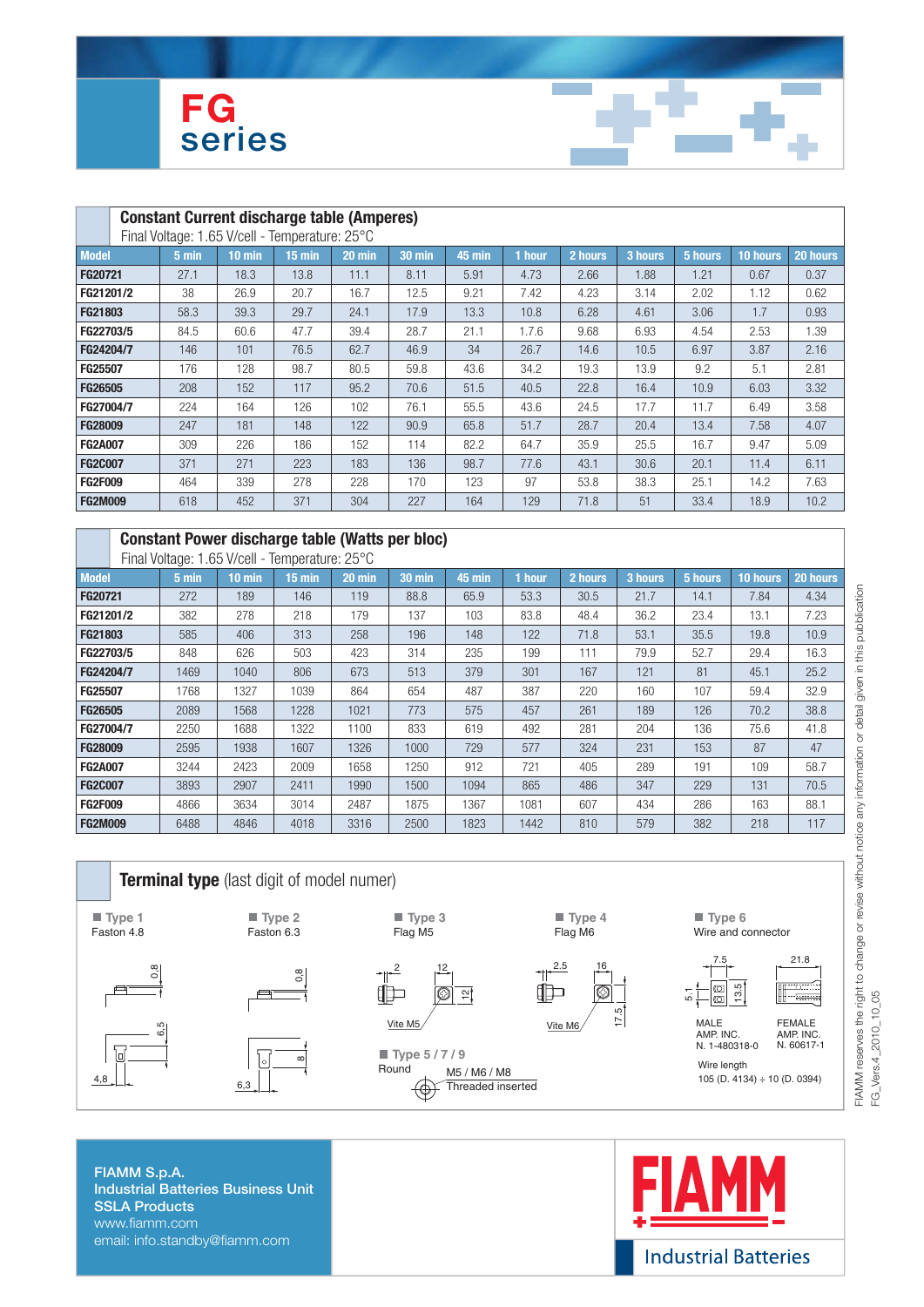# FG series

## Constant Current discharge table (Amperes)

Final Voltage: 1.65 V/cell - Temperature: 25°C

| Model | 5 min | 10 min | 15 min | 20 min | 30 min | 45 min | 1 hour | 2 hours | 3 hours | 5 hours | 10 hours | 20 hours |
|---|---|---|---|---|---|---|---|---|---|---|---|---|
| FG20721 | 27.1 | 18.3 | 13.8 | 11.1 | 8.11 | 5.91 | 4.73 | 2.66 | 1.88 | 1.21 | 0.67 | 0.37 |
| FG21201/2 | 38 | 26.9 | 20.7 | 16.7 | 12.5 | 9.21 | 7.42 | 4.23 | 3.14 | 2.02 | 1.12 | 0.62 |
| FG21803 | 58.3 | 39.3 | 29.7 | 24.1 | 17.9 | 13.3 | 10.8 | 6.28 | 4.61 | 3.06 | 1.7 | 0.93 |
| FG22703/5 | 84.5 | 60.6 | 47.7 | 39.4 | 28.7 | 21.1 | 1.7.6 | 9.68 | 6.93 | 4.54 | 2.53 | 1.39 |
| FG24204/7 | 146 | 101 | 76.5 | 62.7 | 46.9 | 34 | 26.7 | 14.6 | 10.5 | 6.97 | 3.87 | 2.16 |
| FG25507 | 176 | 128 | 98.7 | 80.5 | 59.8 | 43.6 | 34.2 | 19.3 | 13.9 | 9.2 | 5.1 | 2.81 |
| FG26505 | 208 | 152 | 117 | 95.2 | 70.6 | 51.5 | 40.5 | 22.8 | 16.4 | 10.9 | 6.03 | 3.32 |
| FG27004/7 | 224 | 164 | 126 | 102 | 76.1 | 55.5 | 43.6 | 24.5 | 17.7 | 11.7 | 6.49 | 3.58 |
| FG28009 | 247 | 181 | 148 | 122 | 90.9 | 65.8 | 51.7 | 28.7 | 20.4 | 13.4 | 7.58 | 4.07 |
| FG2A007 | 309 | 226 | 186 | 152 | 114 | 82.2 | 64.7 | 35.9 | 25.5 | 16.7 | 9.47 | 5.09 |
| FG2C007 | 371 | 271 | 223 | 183 | 136 | 98.7 | 77.6 | 43.1 | 30.6 | 20.1 | 11.4 | 6.11 |
| FG2F009 | 464 | 339 | 278 | 228 | 170 | 123 | 97 | 53.8 | 38.3 | 25.1 | 14.2 | 7.63 |
| FG2M009 | 618 | 452 | 371 | 304 | 227 | 164 | 129 | 71.8 | 51 | 33.4 | 18.9 | 10.2 |

## Constant Power discharge table (Watts per bloc)

Final Voltage: 1.65 V/cell - Temperature: 25°C

| Model | 5 min | 10 min | 15 min | 20 min | 30 min | 45 min | 1 hour | 2 hours | 3 hours | 5 hours | 10 hours | 20 hours |
|---|---|---|---|---|---|---|---|---|---|---|---|---|
| FG20721 | 272 | 189 | 146 | 119 | 88.8 | 65.9 | 53.3 | 30.5 | 21.7 | 14.1 | 7.84 | 4.34 |
| FG21201/2 | 382 | 278 | 218 | 179 | 137 | 103 | 83.8 | 48.4 | 36.2 | 23.4 | 13.1 | 7.23 |
| FG21803 | 585 | 406 | 313 | 258 | 196 | 148 | 122 | 71.8 | 53.1 | 35.5 | 19.8 | 10.9 |
| FG22703/5 | 848 | 626 | 503 | 423 | 314 | 235 | 199 | 111 | 79.9 | 52.7 | 29.4 | 16.3 |
| FG24204/7 | 1469 | 1040 | 806 | 673 | 513 | 379 | 301 | 167 | 121 | 81 | 45.1 | 25.2 |
| FG25507 | 1768 | 1327 | 1039 | 864 | 654 | 487 | 387 | 220 | 160 | 107 | 59.4 | 32.9 |
| FG26505 | 2089 | 1568 | 1228 | 1021 | 773 | 575 | 457 | 261 | 189 | 126 | 70.2 | 38.8 |
| FG27004/7 | 2250 | 1688 | 1322 | 1100 | 833 | 619 | 492 | 281 | 204 | 136 | 75.6 | 41.8 |
| FG28009 | 2595 | 1938 | 1607 | 1326 | 1000 | 729 | 577 | 324 | 231 | 153 | 87 | 47 |
| FG2A007 | 3244 | 2423 | 2009 | 1658 | 1250 | 912 | 721 | 405 | 289 | 191 | 109 | 58.7 |
| FG2C007 | 3893 | 2907 | 2411 | 1990 | 1500 | 1094 | 865 | 486 | 347 | 229 | 131 | 70.5 |
| FG2F009 | 4866 | 3634 | 3014 | 2487 | 1875 | 1367 | 1081 | 607 | 434 | 286 | 163 | 88.1 |
| FG2M009 | 6488 | 4846 | 4018 | 3316 | 2500 | 1823 | 1442 | 810 | 579 | 382 | 218 | 117 |

## Terminal type (last digit of model numer)

- **Type 1** Faston 4.8
  0.8, 6.5, 4.8
- **Type 2** Faston 6.3
  0.8, 8, 6.3
- **Type 3** Flag M5
  2, 12, 12, Vite M5
- **Type 4** Flag M6
  2.5, 16, 17.5, Vite M6
- **Type 5 / 7 / 9** Round
  M5 / M6 / M8 Threaded inserted
- **Type 6** Wire and connector
  7.5, 5.1, 13.5, 21.8
  MALE AMP. INC. N. 1-480318-0
  FEMALE AMP. INC. N. 60617-1
  Wire length 105 (D. 4134) ÷ 10 (D. 0394)

FIAMM S.p.A.
Industrial Batteries Business Unit
SSLA Products
www.fiamm.com
email: info.standby@fiamm.com

FIAMM Industrial Batteries

FIAMM reserves the right to change or revise without notice any information or detail given in this publication
FG_Vers.4_2010_10_05